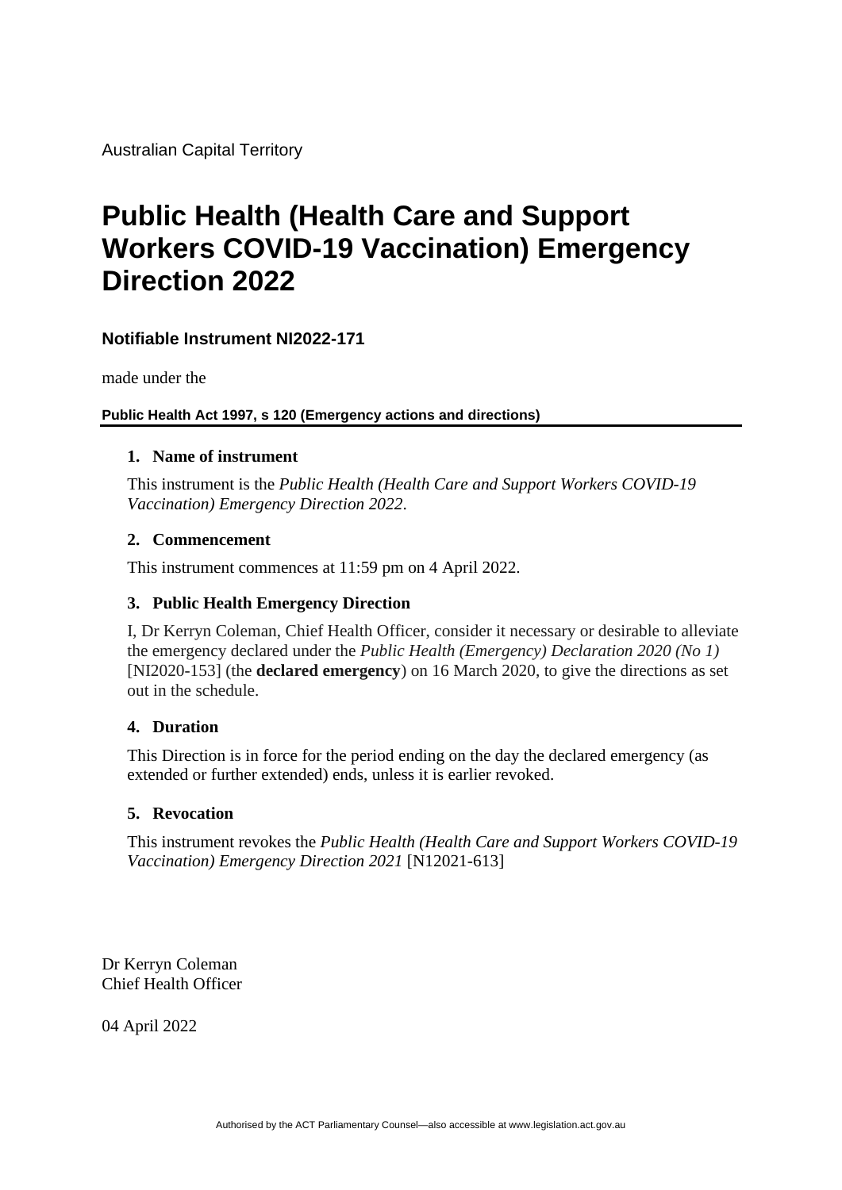Australian Capital Territory

# Public Health (Health Care and Support Workers COVID-19 Vaccination) Emergency Direction 2022

### Notifiable Instrument NI2022-171

made under the

**Public Health Act 1997, s 120 (Emergency actions and directions)**

#### 1. Name of instrument

This instrument is the *Public Health (Health Care and Support Workers COVID-19 Vaccination) Emergency Direction 2022*.

#### 2. Commencement

This instrument commences at 11:59 pm on 4 April 2022.

#### 3. Public Health Emergency Direction

I, Dr Kerryn Coleman, Chief Health Officer, consider it necessary or desirable to alleviate the emergency declared under the *Public Health (Emergency) Declaration 2020 (No 1)* [NI2020-153] (the **declared emergency**) on 16 March 2020, to give the directions as set out in the schedule.

#### 4. Duration

This Direction is in force for the period ending on the day the declared emergency (as extended or further extended) ends, unless it is earlier revoked.

#### 5. Revocation

This instrument revokes the *Public Health (Health Care and Support Workers COVID-19 Vaccination) Emergency Direction 2021* [N12021-613]

Dr Kerryn Coleman
Chief Health Officer

04 April 2022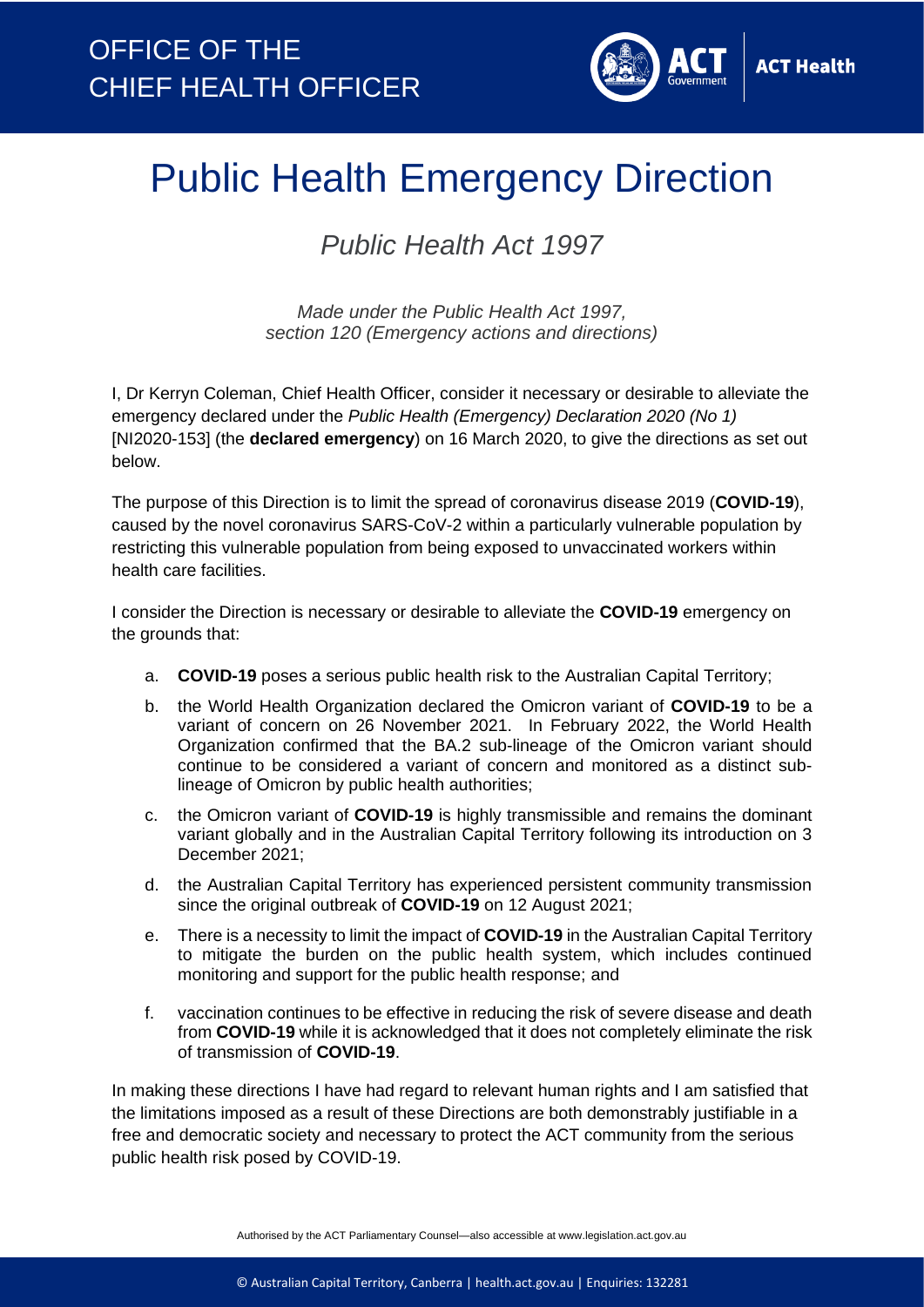OFFICE OF THE CHIEF HEALTH OFFICER

# Public Health Emergency Direction

## *Public Health Act 1997*

*Made under the Public Health Act 1997, section 120 (Emergency actions and directions)*

I, Dr Kerryn Coleman, Chief Health Officer, consider it necessary or desirable to alleviate the emergency declared under the *Public Health (Emergency) Declaration 2020 (No 1)* [NI2020-153] (the **declared emergency**) on 16 March 2020, to give the directions as set out below.

The purpose of this Direction is to limit the spread of coronavirus disease 2019 (**COVID-19**), caused by the novel coronavirus SARS-CoV-2 within a particularly vulnerable population by restricting this vulnerable population from being exposed to unvaccinated workers within health care facilities.

I consider the Direction is necessary or desirable to alleviate the **COVID-19** emergency on the grounds that:

a. **COVID-19** poses a serious public health risk to the Australian Capital Territory;

b. the World Health Organization declared the Omicron variant of **COVID-19** to be a variant of concern on 26 November 2021. In February 2022, the World Health Organization confirmed that the BA.2 sub-lineage of the Omicron variant should continue to be considered a variant of concern and monitored as a distinct sub-lineage of Omicron by public health authorities;

c. the Omicron variant of **COVID-19** is highly transmissible and remains the dominant variant globally and in the Australian Capital Territory following its introduction on 3 December 2021;

d. the Australian Capital Territory has experienced persistent community transmission since the original outbreak of **COVID-19** on 12 August 2021;

e. There is a necessity to limit the impact of **COVID-19** in the Australian Capital Territory to mitigate the burden on the public health system, which includes continued monitoring and support for the public health response; and

f. vaccination continues to be effective in reducing the risk of severe disease and death from **COVID-19** while it is acknowledged that it does not completely eliminate the risk of transmission of **COVID-19**.

In making these directions I have had regard to relevant human rights and I am satisfied that the limitations imposed as a result of these Directions are both demonstrably justifiable in a free and democratic society and necessary to protect the ACT community from the serious public health risk posed by COVID-19.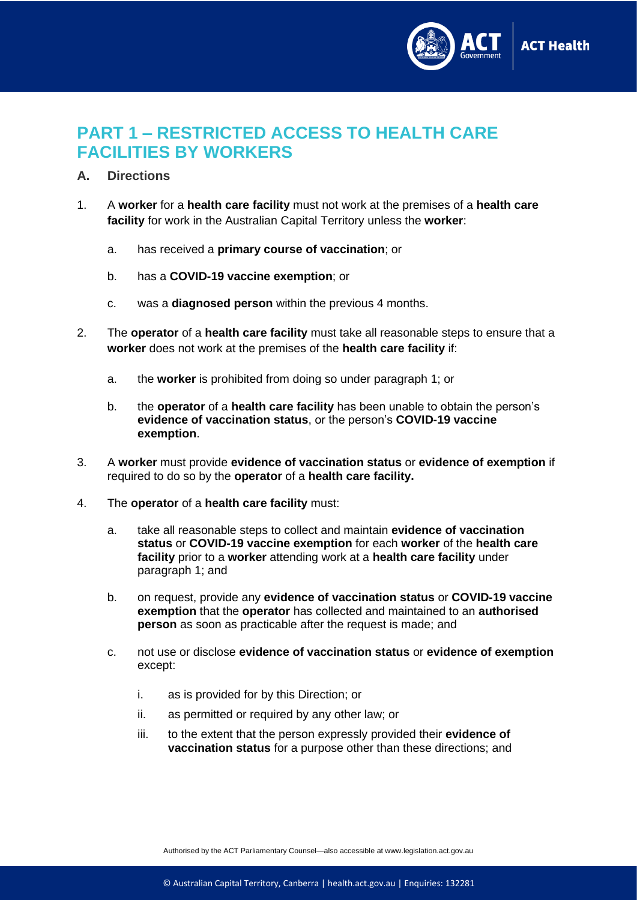## PART 1 – RESTRICTED ACCESS TO HEALTH CARE FACILITIES BY WORKERS

### A. Directions

1. A **worker** for a **health care facility** must not work at the premises of a **health care facility** for work in the Australian Capital Territory unless the **worker**:

   a. has received a **primary course of vaccination**; or

   b. has a **COVID-19 vaccine exemption**; or

   c. was a **diagnosed person** within the previous 4 months.

2. The **operator** of a **health care facility** must take all reasonable steps to ensure that a **worker** does not work at the premises of the **health care facility** if:

   a. the **worker** is prohibited from doing so under paragraph 1; or

   b. the **operator** of a **health care facility** has been unable to obtain the person's **evidence of vaccination status**, or the person's **COVID-19 vaccine exemption**.

3. A **worker** must provide **evidence of vaccination status** or **evidence of exemption** if required to do so by the **operator** of a **health care facility.**

4. The **operator** of a **health care facility** must:

   a. take all reasonable steps to collect and maintain **evidence of vaccination status** or **COVID-19 vaccine exemption** for each **worker** of the **health care facility** prior to a **worker** attending work at a **health care facility** under paragraph 1; and

   b. on request, provide any **evidence of vaccination status** or **COVID-19 vaccine exemption** that the **operator** has collected and maintained to an **authorised person** as soon as practicable after the request is made; and

   c. not use or disclose **evidence of vaccination status** or **evidence of exemption** except:

      i. as is provided for by this Direction; or

      ii. as permitted or required by any other law; or

      iii. to the extent that the person expressly provided their **evidence of vaccination status** for a purpose other than these directions; and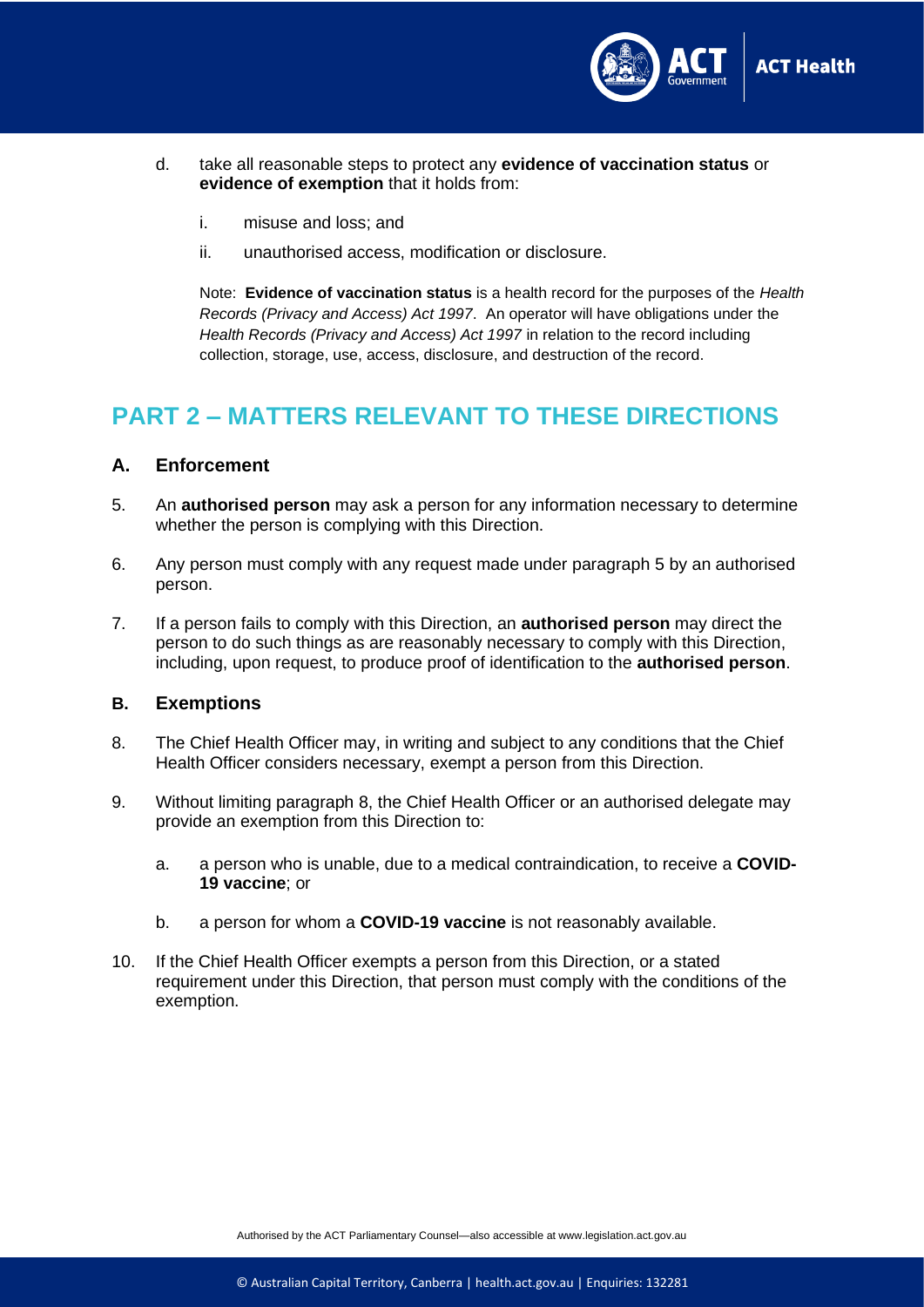d. take all reasonable steps to protect any **evidence of vaccination status** or **evidence of exemption** that it holds from:

   i. misuse and loss; and

   ii. unauthorised access, modification or disclosure.

   Note: **Evidence of vaccination status** is a health record for the purposes of the *Health Records (Privacy and Access) Act 1997*. An operator will have obligations under the *Health Records (Privacy and Access) Act 1997* in relation to the record including collection, storage, use, access, disclosure, and destruction of the record.

## PART 2 – MATTERS RELEVANT TO THESE DIRECTIONS

### A. Enforcement

5. An **authorised person** may ask a person for any information necessary to determine whether the person is complying with this Direction.

6. Any person must comply with any request made under paragraph 5 by an authorised person.

7. If a person fails to comply with this Direction, an **authorised person** may direct the person to do such things as are reasonably necessary to comply with this Direction, including, upon request, to produce proof of identification to the **authorised person**.

### B. Exemptions

8. The Chief Health Officer may, in writing and subject to any conditions that the Chief Health Officer considers necessary, exempt a person from this Direction.

9. Without limiting paragraph 8, the Chief Health Officer or an authorised delegate may provide an exemption from this Direction to:

   a. a person who is unable, due to a medical contraindication, to receive a **COVID-19 vaccine**; or

   b. a person for whom a **COVID-19 vaccine** is not reasonably available.

10. If the Chief Health Officer exempts a person from this Direction, or a stated requirement under this Direction, that person must comply with the conditions of the exemption.

Authorised by the ACT Parliamentary Counsel—also accessible at www.legislation.act.gov.au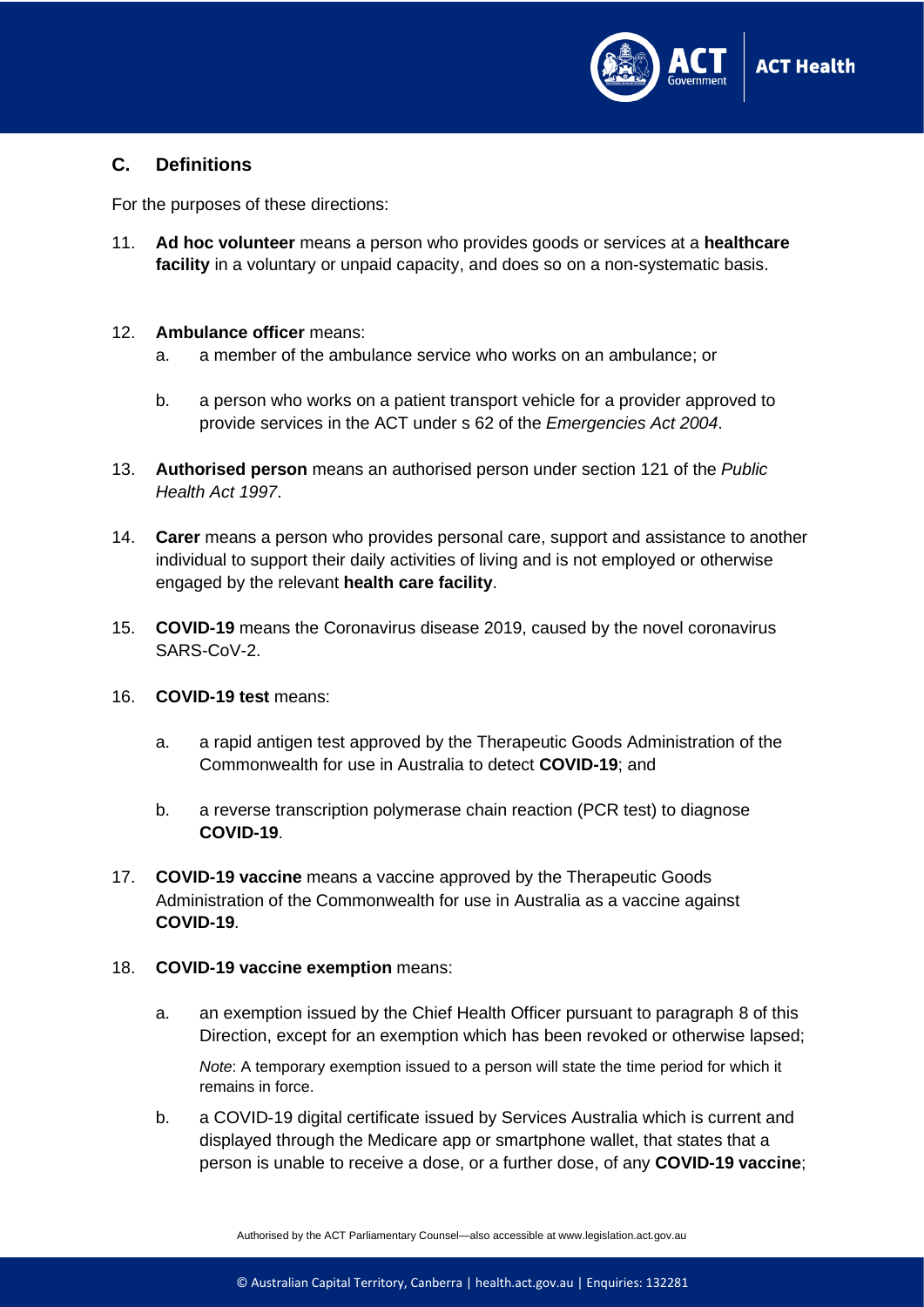## C. Definitions

For the purposes of these directions:

11. **Ad hoc volunteer** means a person who provides goods or services at a **healthcare facility** in a voluntary or unpaid capacity, and does so on a non-systematic basis.

12. **Ambulance officer** means:
    a. a member of the ambulance service who works on an ambulance; or
    b. a person who works on a patient transport vehicle for a provider approved to provide services in the ACT under s 62 of the *Emergencies Act 2004*.

13. **Authorised person** means an authorised person under section 121 of the *Public Health Act 1997*.

14. **Carer** means a person who provides personal care, support and assistance to another individual to support their daily activities of living and is not employed or otherwise engaged by the relevant **health care facility**.

15. **COVID-19** means the Coronavirus disease 2019, caused by the novel coronavirus SARS-CoV-2.

16. **COVID-19 test** means:
    a. a rapid antigen test approved by the Therapeutic Goods Administration of the Commonwealth for use in Australia to detect **COVID-19**; and
    b. a reverse transcription polymerase chain reaction (PCR test) to diagnose **COVID-19**.

17. **COVID-19 vaccine** means a vaccine approved by the Therapeutic Goods Administration of the Commonwealth for use in Australia as a vaccine against **COVID-19**.

18. **COVID-19 vaccine exemption** means:
    a. an exemption issued by the Chief Health Officer pursuant to paragraph 8 of this Direction, except for an exemption which has been revoked or otherwise lapsed;

       *Note*: A temporary exemption issued to a person will state the time period for which it remains in force.

    b. a COVID-19 digital certificate issued by Services Australia which is current and displayed through the Medicare app or smartphone wallet, that states that a person is unable to receive a dose, or a further dose, of any **COVID-19 vaccine**;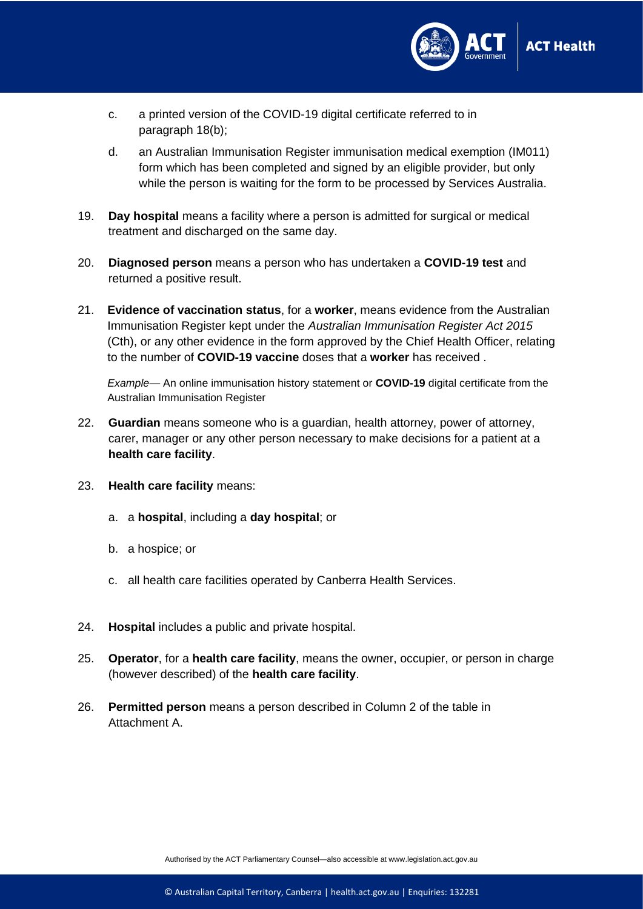c. a printed version of the COVID-19 digital certificate referred to in paragraph 18(b);

d. an Australian Immunisation Register immunisation medical exemption (IM011) form which has been completed and signed by an eligible provider, but only while the person is waiting for the form to be processed by Services Australia.

19. **Day hospital** means a facility where a person is admitted for surgical or medical treatment and discharged on the same day.

20. **Diagnosed person** means a person who has undertaken a **COVID-19 test** and returned a positive result.

21. **Evidence of vaccination status**, for a **worker**, means evidence from the Australian Immunisation Register kept under the *Australian Immunisation Register Act 2015* (Cth), or any other evidence in the form approved by the Chief Health Officer, relating to the number of **COVID-19 vaccine** doses that a **worker** has received .

    *Example*— An online immunisation history statement or **COVID-19** digital certificate from the Australian Immunisation Register

22. **Guardian** means someone who is a guardian, health attorney, power of attorney, carer, manager or any other person necessary to make decisions for a patient at a **health care facility**.

23. **Health care facility** means:

    a. a **hospital**, including a **day hospital**; or

    b. a hospice; or

    c. all health care facilities operated by Canberra Health Services.

24. **Hospital** includes a public and private hospital.

25. **Operator**, for a **health care facility**, means the owner, occupier, or person in charge (however described) of the **health care facility**.

26. **Permitted person** means a person described in Column 2 of the table in Attachment A.

Authorised by the ACT Parliamentary Counsel—also accessible at www.legislation.act.gov.au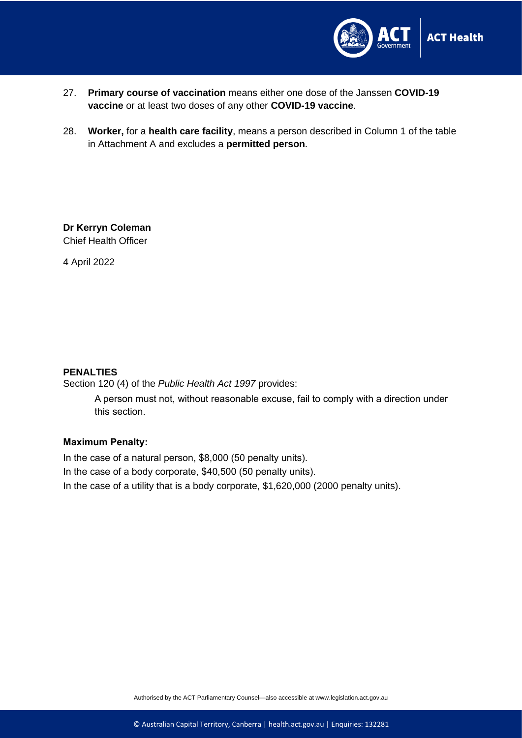27. **Primary course of vaccination** means either one dose of the Janssen **COVID-19 vaccine** or at least two doses of any other **COVID-19 vaccine**.

28. **Worker,** for a **health care facility**, means a person described in Column 1 of the table in Attachment A and excludes a **permitted person**.

**Dr Kerryn Coleman**
Chief Health Officer

4 April 2022

**PENALTIES**
Section 120 (4) of the *Public Health Act 1997* provides:

> A person must not, without reasonable excuse, fail to comply with a direction under this section.

**Maximum Penalty:**

In the case of a natural person, $8,000 (50 penalty units).
In the case of a body corporate, $40,500 (50 penalty units).
In the case of a utility that is a body corporate, $1,620,000 (2000 penalty units).

Authorised by the ACT Parliamentary Counsel—also accessible at www.legislation.act.gov.au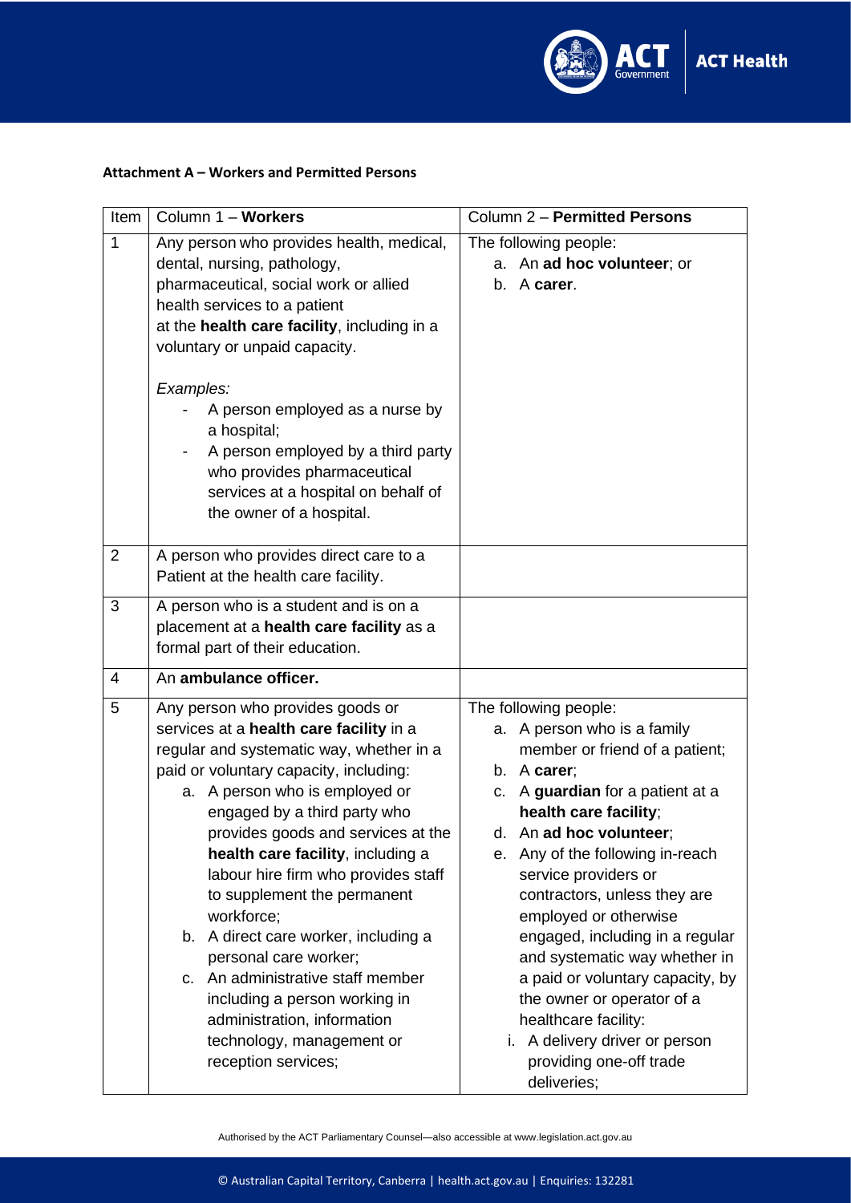**Attachment A – Workers and Permitted Persons**

| Item | Column 1 – **Workers** | Column 2 – **Permitted Persons** |
|---|---|---|
| 1 | Any person who provides health, medical, dental, nursing, pathology, pharmaceutical, social work or allied health services to a patient at the **health care facility**, including in a voluntary or unpaid capacity.<br><br>*Examples:*<br>- A person employed as a nurse by a hospital;<br>- A person employed by a third party who provides pharmaceutical services at a hospital on behalf of the owner of a hospital. | The following people:<br>a. An **ad hoc volunteer**; or<br>b. A **carer**. |
| 2 | A person who provides direct care to a Patient at the health care facility. | |
| 3 | A person who is a student and is on a placement at a **health care facility** as a formal part of their education. | |
| 4 | An **ambulance officer.** | |
| 5 | Any person who provides goods or services at a **health care facility** in a regular and systematic way, whether in a paid or voluntary capacity, including:<br>a. A person who is employed or engaged by a third party who provides goods and services at the **health care facility**, including a labour hire firm who provides staff to supplement the permanent workforce;<br>b. A direct care worker, including a personal care worker;<br>c. An administrative staff member including a person working in administration, information technology, management or reception services; | The following people:<br>a. A person who is a family member or friend of a patient;<br>b. A **carer**;<br>c. A **guardian** for a patient at a **health care facility**;<br>d. An **ad hoc volunteer**;<br>e. Any of the following in-reach service providers or contractors, unless they are employed or otherwise engaged, including in a regular and systematic way whether in a paid or voluntary capacity, by the owner or operator of a healthcare facility:<br>i. A delivery driver or person providing one-off trade deliveries; |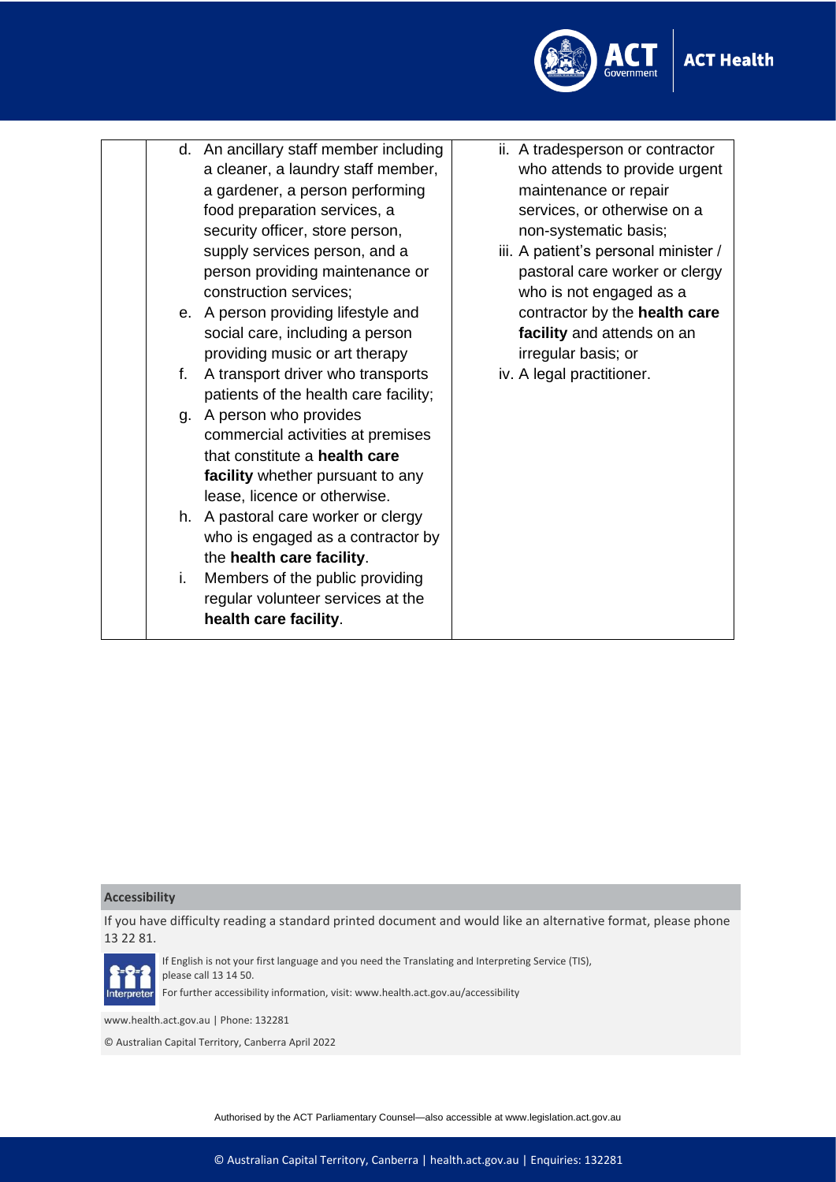| | | |
|---|---|---|
| | d. An ancillary staff member including a cleaner, a laundry staff member, a gardener, a person performing food preparation services, a security officer, store person, supply services person, and a person providing maintenance or construction services;<br>e. A person providing lifestyle and social care, including a person providing music or art therapy<br>f. A transport driver who transports patients of the health care facility;<br>g. A person who provides commercial activities at premises that constitute a **health care facility** whether pursuant to any lease, licence or otherwise.<br>h. A pastoral care worker or clergy who is engaged as a contractor by the **health care facility**.<br>i. Members of the public providing regular volunteer services at the **health care facility**. | ii. A tradesperson or contractor who attends to provide urgent maintenance or repair services, or otherwise on a non-systematic basis;<br>iii. A patient's personal minister / pastoral care worker or clergy who is not engaged as a contractor by the **health care facility** and attends on an irregular basis; or<br>iv. A legal practitioner. |

**Accessibility**

If you have difficulty reading a standard printed document and would like an alternative format, please phone 13 22 81.

If English is not your first language and you need the Translating and Interpreting Service (TIS), please call 13 14 50.

For further accessibility information, visit: www.health.act.gov.au/accessibility

www.health.act.gov.au | Phone: 132281

© Australian Capital Territory, Canberra April 2022

Authorised by the ACT Parliamentary Counsel—also accessible at www.legislation.act.gov.au